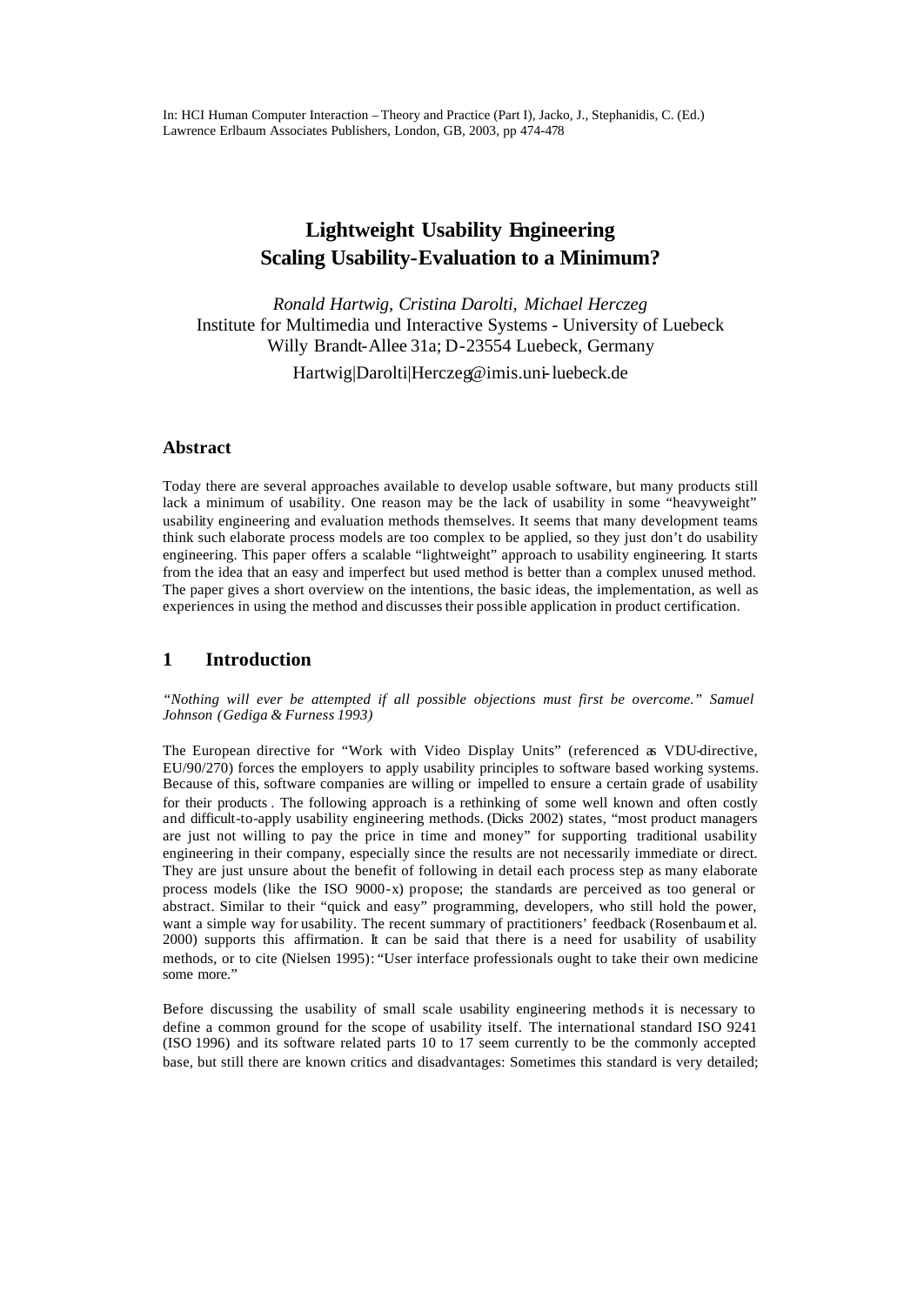In: HCI Human Computer Interaction – Theory and Practice (Part I), Jacko, J., Stephanidis, C. (Ed.) Lawrence Erlbaum Associates Publishers, London, GB, 2003, pp 474-478

# Lightweight Usability Engineering Scaling Usability-Evaluation to a Minimum?

*Ronald Hartwig, Cristina Darolti, Michael Herczeg*
Institute for Multimedia und Interactive Systems - University of Luebeck
Willy Brandt-Allee 31a; D-23554 Luebeck, Germany
Hartwig|Darolti|Herczeg@imis.uni-luebeck.de

## Abstract

Today there are several approaches available to develop usable software, but many products still lack a minimum of usability. One reason may be the lack of usability in some "heavyweight" usability engineering and evaluation methods themselves. It seems that many development teams think such elaborate process models are too complex to be applied, so they just don't do usability engineering. This paper offers a scalable "lightweight" approach to usability engineering. It starts from the idea that an easy and imperfect but used method is better than a complex unused method. The paper gives a short overview on the intentions, the basic ideas, the implementation, as well as experiences in using the method and discusses their possible application in product certification.

## 1 Introduction

*"Nothing will ever be attempted if all possible objections must first be overcome." Samuel Johnson (Gediga & Furness 1993)*

The European directive for "Work with Video Display Units" (referenced as VDU-directive, EU/90/270) forces the employers to apply usability principles to software based working systems. Because of this, software companies are willing or impelled to ensure a certain grade of usability for their products. The following approach is a rethinking of some well known and often costly and difficult-to-apply usability engineering methods. (Dicks 2002) states, "most product managers are just not willing to pay the price in time and money" for supporting traditional usability engineering in their company, especially since the results are not necessarily immediate or direct. They are just unsure about the benefit of following in detail each process step as many elaborate process models (like the ISO 9000-x) propose; the standards are perceived as too general or abstract. Similar to their "quick and easy" programming, developers, who still hold the power, want a simple way for usability. The recent summary of practitioners' feedback (Rosenbaum et al. 2000) supports this affirmation. It can be said that there is a need for usability of usability methods, or to cite (Nielsen 1995): "User interface professionals ought to take their own medicine some more."

Before discussing the usability of small scale usability engineering methods it is necessary to define a common ground for the scope of usability itself. The international standard ISO 9241 (ISO 1996) and its software related parts 10 to 17 seem currently to be the commonly accepted base, but still there are known critics and disadvantages: Sometimes this standard is very detailed;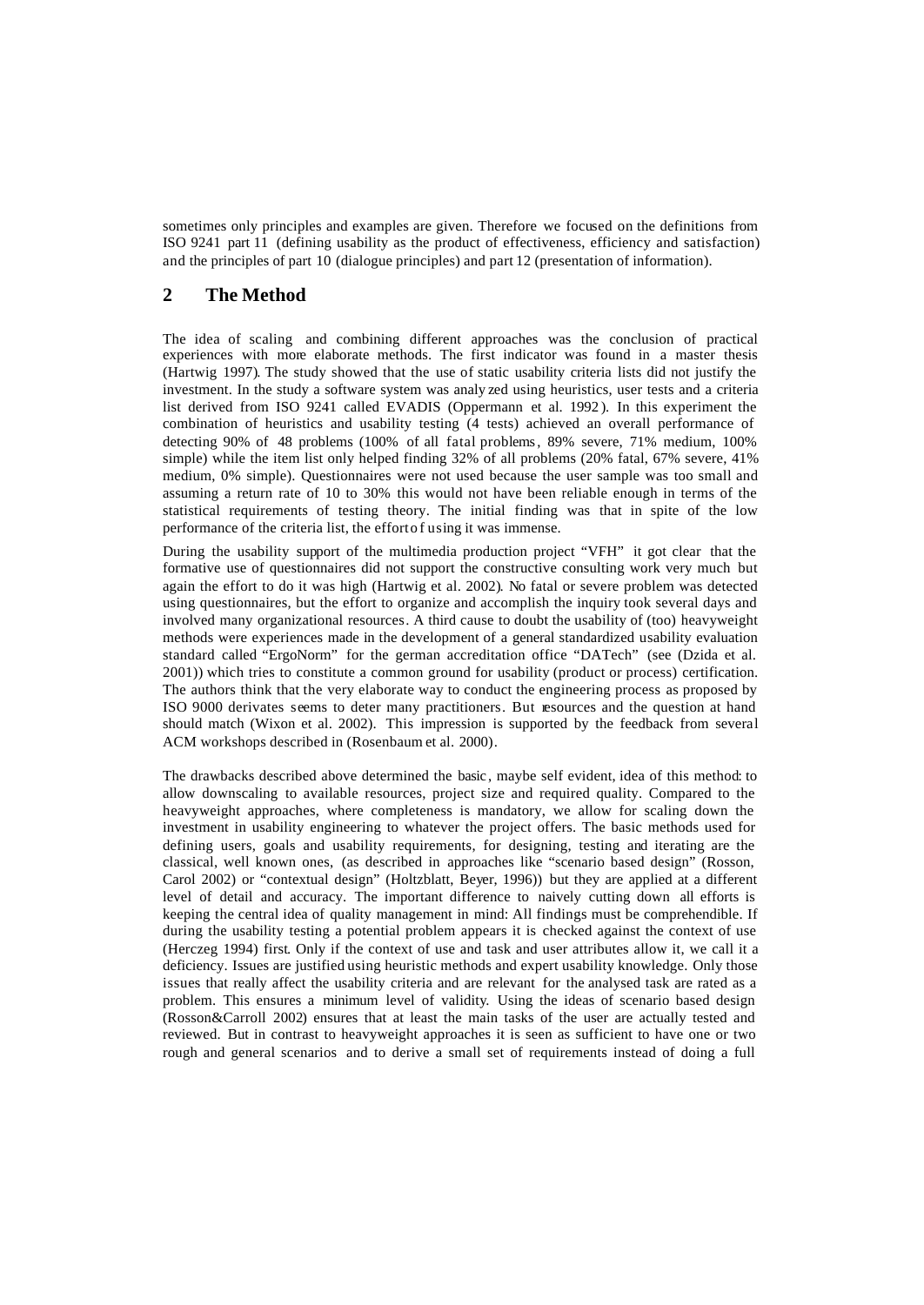sometimes only principles and examples are given. Therefore we focused on the definitions from ISO 9241 part 11 (defining usability as the product of effectiveness, efficiency and satisfaction) and the principles of part 10 (dialogue principles) and part 12 (presentation of information).

## 2 The Method

The idea of scaling and combining different approaches was the conclusion of practical experiences with more elaborate methods. The first indicator was found in a master thesis (Hartwig 1997). The study showed that the use of static usability criteria lists did not justify the investment. In the study a software system was analyzed using heuristics, user tests and a criteria list derived from ISO 9241 called EVADIS (Oppermann et al. 1992). In this experiment the combination of heuristics and usability testing (4 tests) achieved an overall performance of detecting 90% of 48 problems (100% of all fatal problems, 89% severe, 71% medium, 100% simple) while the item list only helped finding 32% of all problems (20% fatal, 67% severe, 41% medium, 0% simple). Questionnaires were not used because the user sample was too small and assuming a return rate of 10 to 30% this would not have been reliable enough in terms of the statistical requirements of testing theory. The initial finding was that in spite of the low performance of the criteria list, the effort of using it was immense.

During the usability support of the multimedia production project "VFH" it got clear that the formative use of questionnaires did not support the constructive consulting work very much but again the effort to do it was high (Hartwig et al. 2002). No fatal or severe problem was detected using questionnaires, but the effort to organize and accomplish the inquiry took several days and involved many organizational resources. A third cause to doubt the usability of (too) heavyweight methods were experiences made in the development of a general standardized usability evaluation standard called "ErgoNorm" for the german accreditation office "DATech" (see (Dzida et al. 2001)) which tries to constitute a common ground for usability (product or process) certification. The authors think that the very elaborate way to conduct the engineering process as proposed by ISO 9000 derivates seems to deter many practitioners. But resources and the question at hand should match (Wixon et al. 2002). This impression is supported by the feedback from several ACM workshops described in (Rosenbaum et al. 2000).

The drawbacks described above determined the basic, maybe self evident, idea of this method: to allow downscaling to available resources, project size and required quality. Compared to the heavyweight approaches, where completeness is mandatory, we allow for scaling down the investment in usability engineering to whatever the project offers. The basic methods used for defining users, goals and usability requirements, for designing, testing and iterating are the classical, well known ones, (as described in approaches like "scenario based design" (Rosson, Carol 2002) or "contextual design" (Holtzblatt, Beyer, 1996)) but they are applied at a different level of detail and accuracy. The important difference to naively cutting down all efforts is keeping the central idea of quality management in mind: All findings must be comprehendible. If during the usability testing a potential problem appears it is checked against the context of use (Herczeg 1994) first. Only if the context of use and task and user attributes allow it, we call it a deficiency. Issues are justified using heuristic methods and expert usability knowledge. Only those issues that really affect the usability criteria and are relevant for the analysed task are rated as a problem. This ensures a minimum level of validity. Using the ideas of scenario based design (Rosson&Carroll 2002) ensures that at least the main tasks of the user are actually tested and reviewed. But in contrast to heavyweight approaches it is seen as sufficient to have one or two rough and general scenarios and to derive a small set of requirements instead of doing a full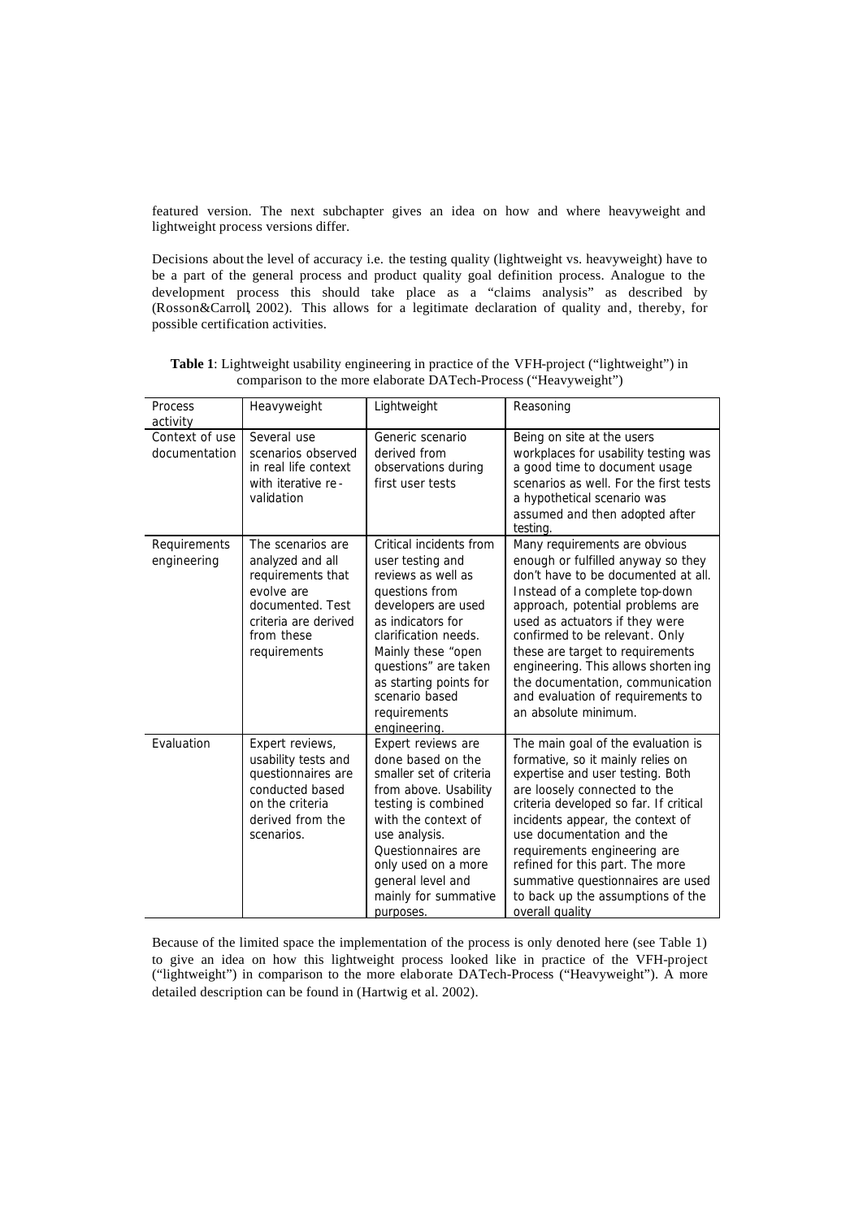featured version. The next subchapter gives an idea on how and where heavyweight and lightweight process versions differ.

Decisions about the level of accuracy i.e. the testing quality (lightweight vs. heavyweight) have to be a part of the general process and product quality goal definition process. Analogue to the development process this should take place as a "claims analysis" as described by (Rosson&Carroll, 2002). This allows for a legitimate declaration of quality and, thereby, for possible certification activities.

**Table 1**: Lightweight usability engineering in practice of the VFH-project ("lightweight") in comparison to the more elaborate DATech-Process ("Heavyweight")

| Process activity | Heavyweight | Lightweight | Reasoning |
|---|---|---|---|
| Context of use documentation | Several use scenarios observed in real life context with iterative re-validation | Generic scenario derived from observations during first user tests | Being on site at the users workplaces for usability testing was a good time to document usage scenarios as well. For the first tests a hypothetical scenario was assumed and then adopted after testing. |
| Requirements engineering | The scenarios are analyzed and all requirements that evolve are documented. Test criteria are derived from these requirements | Critical incidents from user testing and reviews as well as questions from developers are used as indicators for clarification needs. Mainly these "open questions" are taken as starting points for scenario based requirements engineering. | Many requirements are obvious enough or fulfilled anyway so they don't have to be documented at all. Instead of a complete top-down approach, potential problems are used as actuators if they were confirmed to be relevant. Only these are target to requirements engineering. This allows shortening the documentation, communication and evaluation of requirements to an absolute minimum. |
| Evaluation | Expert reviews, usability tests and questionnaires are conducted based on the criteria derived from the scenarios. | Expert reviews are done based on the smaller set of criteria from above. Usability testing is combined with the context of use analysis. Questionnaires are only used on a more general level and mainly for summative purposes. | The main goal of the evaluation is formative, so it mainly relies on expertise and user testing. Both are loosely connected to the criteria developed so far. If critical incidents appear, the context of use documentation and the requirements engineering are refined for this part. The more summative questionnaires are used to back up the assumptions of the overall quality |

Because of the limited space the implementation of the process is only denoted here (see Table 1) to give an idea on how this lightweight process looked like in practice of the VFH-project ("lightweight") in comparison to the more elaborate DATech-Process ("Heavyweight"). A more detailed description can be found in (Hartwig et al. 2002).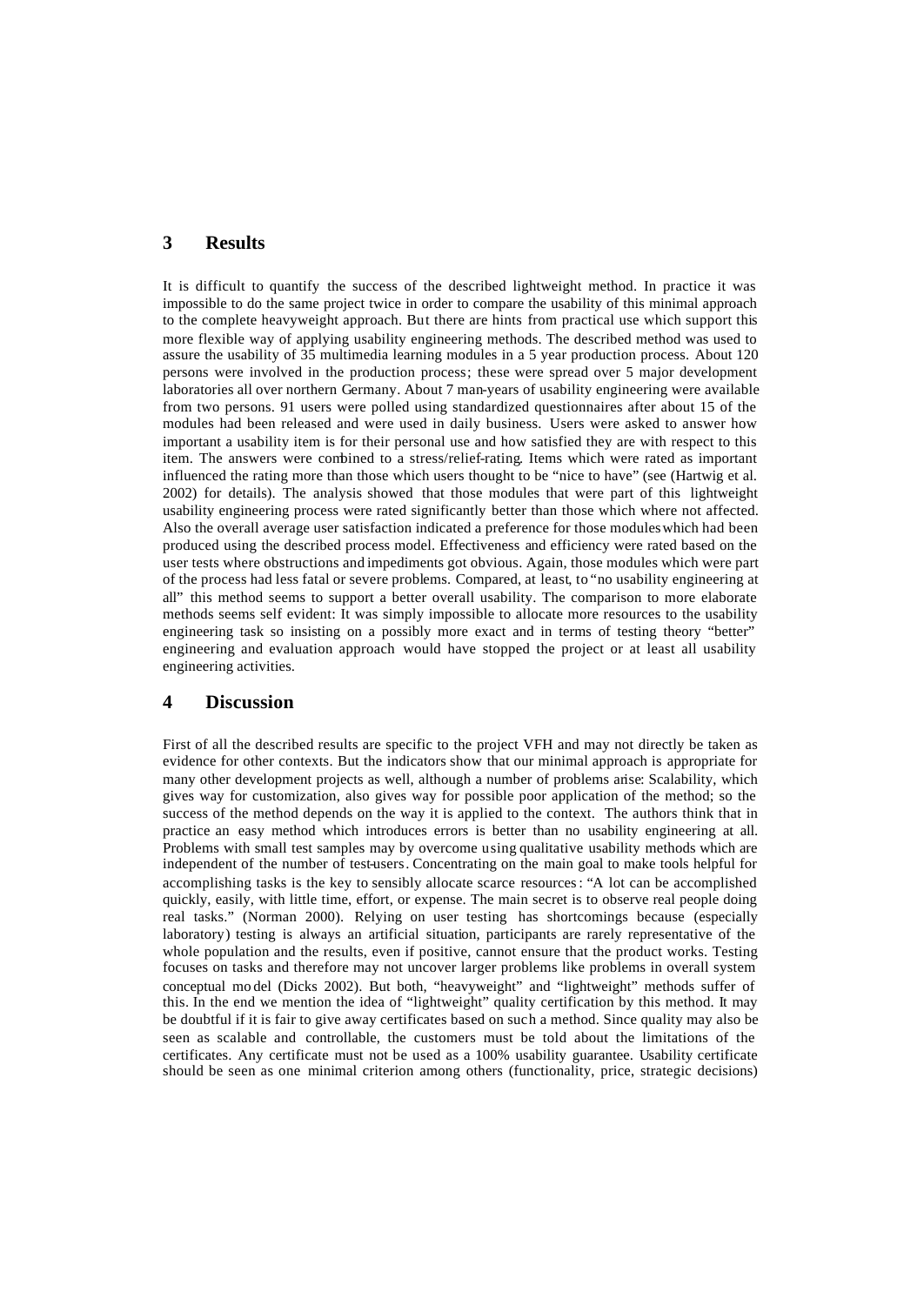## 3 Results

It is difficult to quantify the success of the described lightweight method. In practice it was impossible to do the same project twice in order to compare the usability of this minimal approach to the complete heavyweight approach. But there are hints from practical use which support this more flexible way of applying usability engineering methods. The described method was used to assure the usability of 35 multimedia learning modules in a 5 year production process. About 120 persons were involved in the production process; these were spread over 5 major development laboratories all over northern Germany. About 7 man-years of usability engineering were available from two persons. 91 users were polled using standardized questionnaires after about 15 of the modules had been released and were used in daily business. Users were asked to answer how important a usability item is for their personal use and how satisfied they are with respect to this item. The answers were combined to a stress/relief-rating. Items which were rated as important influenced the rating more than those which users thought to be "nice to have" (see (Hartwig et al. 2002) for details). The analysis showed that those modules that were part of this lightweight usability engineering process were rated significantly better than those which where not affected. Also the overall average user satisfaction indicated a preference for those modules which had been produced using the described process model. Effectiveness and efficiency were rated based on the user tests where obstructions and impediments got obvious. Again, those modules which were part of the process had less fatal or severe problems. Compared, at least, to "no usability engineering at all" this method seems to support a better overall usability. The comparison to more elaborate methods seems self evident: It was simply impossible to allocate more resources to the usability engineering task so insisting on a possibly more exact and in terms of testing theory "better" engineering and evaluation approach would have stopped the project or at least all usability engineering activities.

## 4 Discussion

First of all the described results are specific to the project VFH and may not directly be taken as evidence for other contexts. But the indicators show that our minimal approach is appropriate for many other development projects as well, although a number of problems arise: Scalability, which gives way for customization, also gives way for possible poor application of the method; so the success of the method depends on the way it is applied to the context. The authors think that in practice an easy method which introduces errors is better than no usability engineering at all. Problems with small test samples may by overcome using qualitative usability methods which are independent of the number of test-users. Concentrating on the main goal to make tools helpful for accomplishing tasks is the key to sensibly allocate scarce resources: "A lot can be accomplished quickly, easily, with little time, effort, or expense. The main secret is to observe real people doing real tasks." (Norman 2000). Relying on user testing has shortcomings because (especially laboratory) testing is always an artificial situation, participants are rarely representative of the whole population and the results, even if positive, cannot ensure that the product works. Testing focuses on tasks and therefore may not uncover larger problems like problems in overall system conceptual model (Dicks 2002). But both, "heavyweight" and "lightweight" methods suffer of this. In the end we mention the idea of "lightweight" quality certification by this method. It may be doubtful if it is fair to give away certificates based on such a method. Since quality may also be seen as scalable and controllable, the customers must be told about the limitations of the certificates. Any certificate must not be used as a 100% usability guarantee. Usability certificate should be seen as one minimal criterion among others (functionality, price, strategic decisions)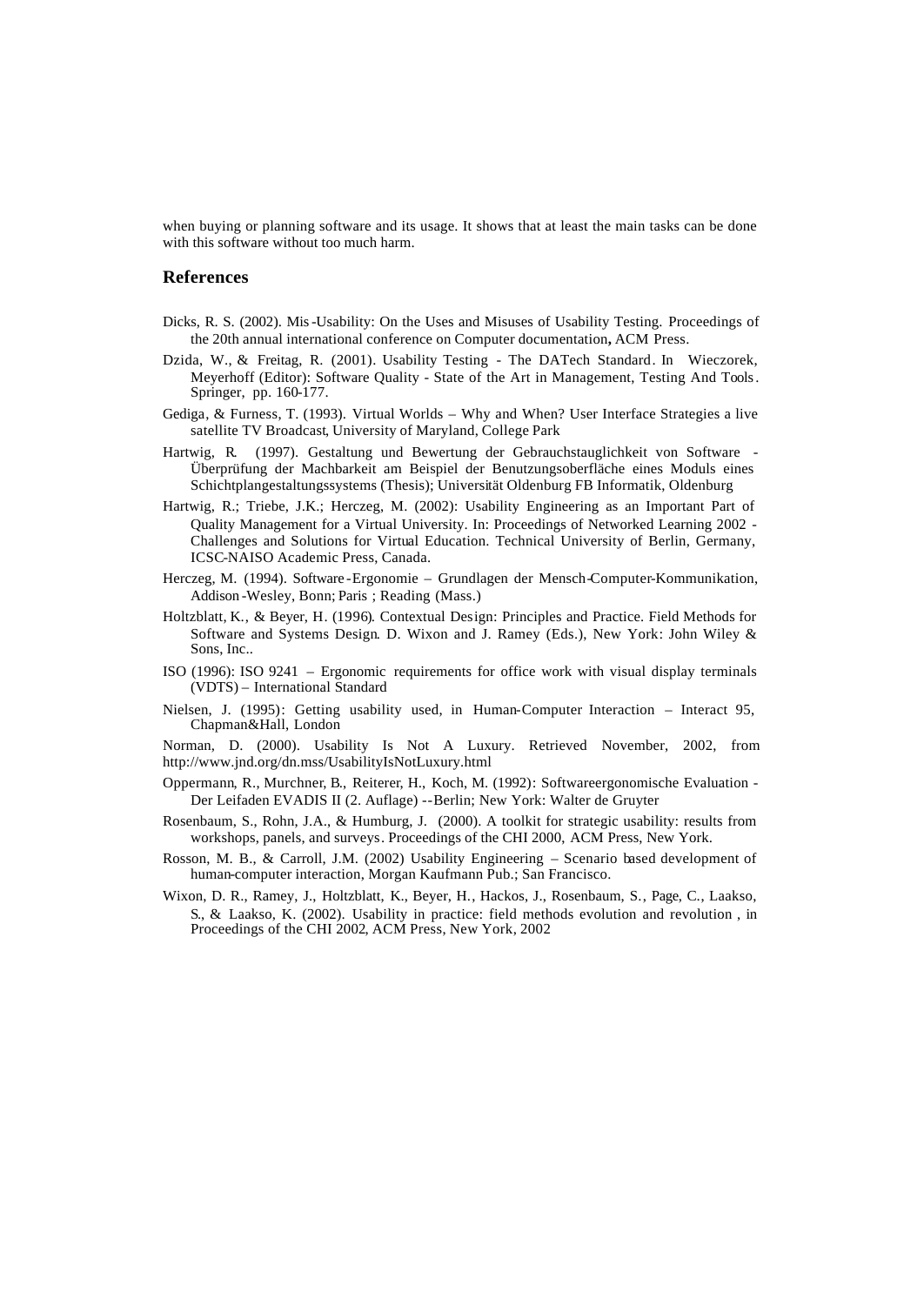when buying or planning software and its usage. It shows that at least the main tasks can be done with this software without too much harm.

## References

Dicks, R. S. (2002). Mis-Usability: On the Uses and Misuses of Usability Testing. Proceedings of the 20th annual international conference on Computer documentation**,** ACM Press.

Dzida, W., & Freitag, R. (2001). Usability Testing - The DATech Standard. In Wieczorek, Meyerhoff (Editor): Software Quality - State of the Art in Management, Testing And Tools. Springer, pp. 160-177.

Gediga, & Furness, T. (1993). Virtual Worlds – Why and When? User Interface Strategies a live satellite TV Broadcast, University of Maryland, College Park

Hartwig, R. (1997). Gestaltung und Bewertung der Gebrauchstauglichkeit von Software - Überprüfung der Machbarkeit am Beispiel der Benutzungsoberfläche eines Moduls eines Schichtplangestaltungssystems (Thesis); Universität Oldenburg FB Informatik, Oldenburg

Hartwig, R.; Triebe, J.K.; Herczeg, M. (2002): Usability Engineering as an Important Part of Quality Management for a Virtual University. In: Proceedings of Networked Learning 2002 - Challenges and Solutions for Virtual Education. Technical University of Berlin, Germany, ICSC-NAISO Academic Press, Canada.

Herczeg, M. (1994). Software-Ergonomie – Grundlagen der Mensch-Computer-Kommunikation, Addison-Wesley, Bonn; Paris ; Reading (Mass.)

Holtzblatt, K., & Beyer, H. (1996). Contextual Design: Principles and Practice. Field Methods for Software and Systems Design. D. Wixon and J. Ramey (Eds.), New York: John Wiley & Sons, Inc..

ISO (1996): ISO 9241 – Ergonomic requirements for office work with visual display terminals (VDTS) – International Standard

Nielsen, J. (1995): Getting usability used, in Human-Computer Interaction – Interact 95, Chapman&Hall, London

Norman, D. (2000). Usability Is Not A Luxury. Retrieved November, 2002, from http://www.jnd.org/dn.mss/UsabilityIsNotLuxury.html

Oppermann, R., Murchner, B., Reiterer, H., Koch, M. (1992): Softwareergonomische Evaluation - Der Leifaden EVADIS II (2. Auflage) --Berlin; New York: Walter de Gruyter

Rosenbaum, S., Rohn, J.A., & Humburg, J. (2000). A toolkit for strategic usability: results from workshops, panels, and surveys. Proceedings of the CHI 2000, ACM Press, New York.

Rosson, M. B., & Carroll, J.M. (2002) Usability Engineering – Scenario based development of human-computer interaction, Morgan Kaufmann Pub.; San Francisco.

Wixon, D. R., Ramey, J., Holtzblatt, K., Beyer, H., Hackos, J., Rosenbaum, S., Page, C., Laakso, S., & Laakso, K. (2002). Usability in practice: field methods evolution and revolution , in Proceedings of the CHI 2002, ACM Press, New York, 2002